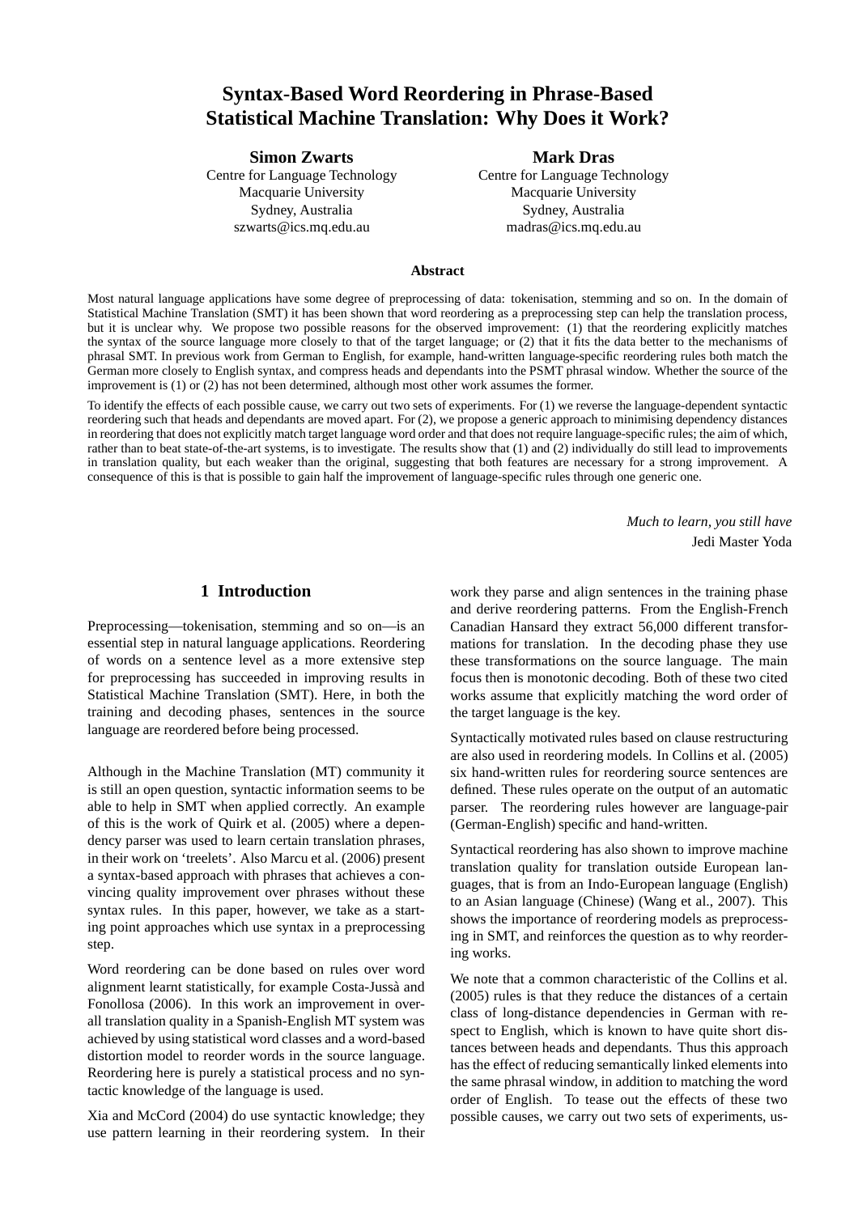# Syntax-Based Word Reordering in Phrase-Based Statistical Machine Translation: Why Does it Work?

**Simon Zwarts**
Centre for Language Technology
Macquarie University
Sydney, Australia
szwarts@ics.mq.edu.au

**Mark Dras**
Centre for Language Technology
Macquarie University
Sydney, Australia
madras@ics.mq.edu.au

## Abstract

Most natural language applications have some degree of preprocessing of data: tokenisation, stemming and so on. In the domain of Statistical Machine Translation (SMT) it has been shown that word reordering as a preprocessing step can help the translation process, but it is unclear why. We propose two possible reasons for the observed improvement: (1) that the reordering explicitly matches the syntax of the source language more closely to that of the target language; or (2) that it fits the data better to the mechanisms of phrasal SMT. In previous work from German to English, for example, hand-written language-specific reordering rules both match the German more closely to English syntax, and compress heads and dependants into the PSMT phrasal window. Whether the source of the improvement is (1) or (2) has not been determined, although most other work assumes the former.

To identify the effects of each possible cause, we carry out two sets of experiments. For (1) we reverse the language-dependent syntactic reordering such that heads and dependants are moved apart. For (2), we propose a generic approach to minimising dependency distances in reordering that does not explicitly match target language word order and that does not require language-specific rules; the aim of which, rather than to beat state-of-the-art systems, is to investigate. The results show that (1) and (2) individually do still lead to improvements in translation quality, but each weaker than the original, suggesting that both features are necessary for a strong improvement. A consequence of this is that is possible to gain half the improvement of language-specific rules through one generic one.

*Much to learn, you still have*
Jedi Master Yoda

## 1 Introduction

Preprocessing—tokenisation, stemming and so on—is an essential step in natural language applications. Reordering of words on a sentence level as a more extensive step for preprocessing has succeeded in improving results in Statistical Machine Translation (SMT). Here, in both the training and decoding phases, sentences in the source language are reordered before being processed.

Although in the Machine Translation (MT) community it is still an open question, syntactic information seems to be able to help in SMT when applied correctly. An example of this is the work of Quirk et al. (2005) where a dependency parser was used to learn certain translation phrases, in their work on 'treelets'. Also Marcu et al. (2006) present a syntax-based approach with phrases that achieves a convincing quality improvement over phrases without these syntax rules. In this paper, however, we take as a starting point approaches which use syntax in a preprocessing step.

Word reordering can be done based on rules over word alignment learnt statistically, for example Costa-Jussà and Fonollosa (2006). In this work an improvement in overall translation quality in a Spanish-English MT system was achieved by using statistical word classes and a word-based distortion model to reorder words in the source language. Reordering here is purely a statistical process and no syntactic knowledge of the language is used.

Xia and McCord (2004) do use syntactic knowledge; they use pattern learning in their reordering system. In their work they parse and align sentences in the training phase and derive reordering patterns. From the English-French Canadian Hansard they extract 56,000 different transformations for translation. In the decoding phase they use these transformations on the source language. The main focus then is monotonic decoding. Both of these two cited works assume that explicitly matching the word order of the target language is the key.

Syntactically motivated rules based on clause restructuring are also used in reordering models. In Collins et al. (2005) six hand-written rules for reordering source sentences are defined. These rules operate on the output of an automatic parser. The reordering rules however are language-pair (German-English) specific and hand-written.

Syntactical reordering has also shown to improve machine translation quality for translation outside European languages, that is from an Indo-European language (English) to an Asian language (Chinese) (Wang et al., 2007). This shows the importance of reordering models as preprocessing in SMT, and reinforces the question as to why reordering works.

We note that a common characteristic of the Collins et al. (2005) rules is that they reduce the distances of a certain class of long-distance dependencies in German with respect to English, which is known to have quite short distances between heads and dependants. Thus this approach has the effect of reducing semantically linked elements into the same phrasal window, in addition to matching the word order of English. To tease out the effects of these two possible causes, we carry out two sets of experiments, us-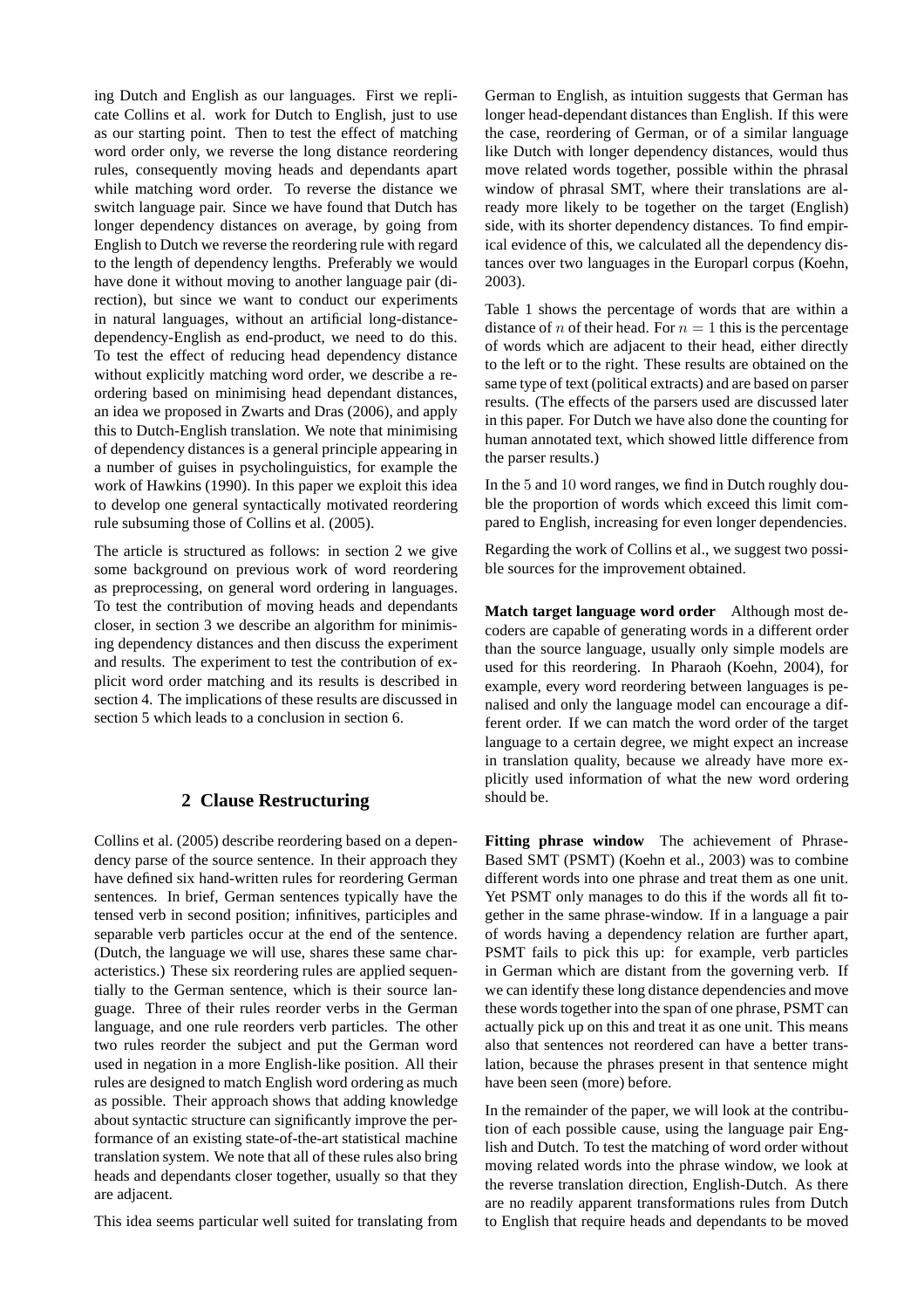ing Dutch and English as our languages. First we replicate Collins et al. work for Dutch to English, just to use as our starting point. Then to test the effect of matching word order only, we reverse the long distance reordering rules, consequently moving heads and dependants apart while matching word order. To reverse the distance we switch language pair. Since we have found that Dutch has longer dependency distances on average, by going from English to Dutch we reverse the reordering rule with regard to the length of dependency lengths. Preferably we would have done it without moving to another language pair (direction), but since we want to conduct our experiments in natural languages, without an artificial long-distance-dependency-English as end-product, we need to do this. To test the effect of reducing head dependency distance without explicitly matching word order, we describe a reordering based on minimising head dependant distances, an idea we proposed in Zwarts and Dras (2006), and apply this to Dutch-English translation. We note that minimising of dependency distances is a general principle appearing in a number of guises in psycholinguistics, for example the work of Hawkins (1990). In this paper we exploit this idea to develop one general syntactically motivated reordering rule subsuming those of Collins et al. (2005).

The article is structured as follows: in section 2 we give some background on previous work of word reordering as preprocessing, on general word ordering in languages. To test the contribution of moving heads and dependants closer, in section 3 we describe an algorithm for minimising dependency distances and then discuss the experiment and results. The experiment to test the contribution of explicit word order matching and its results is described in section 4. The implications of these results are discussed in section 5 which leads to a conclusion in section 6.

## 2 Clause Restructuring

Collins et al. (2005) describe reordering based on a dependency parse of the source sentence. In their approach they have defined six hand-written rules for reordering German sentences. In brief, German sentences typically have the tensed verb in second position; infinitives, participles and separable verb particles occur at the end of the sentence. (Dutch, the language we will use, shares these same characteristics.) These six reordering rules are applied sequentially to the German sentence, which is their source language. Three of their rules reorder verbs in the German language, and one rule reorders verb particles. The other two rules reorder the subject and put the German word used in negation in a more English-like position. All their rules are designed to match English word ordering as much as possible. Their approach shows that adding knowledge about syntactic structure can significantly improve the performance of an existing state-of-the-art statistical machine translation system. We note that all of these rules also bring heads and dependants closer together, usually so that they are adjacent.

This idea seems particular well suited for translating from German to English, as intuition suggests that German has longer head-dependant distances than English. If this were the case, reordering of German, or of a similar language like Dutch with longer dependency distances, would thus move related words together, possible within the phrasal window of phrasal SMT, where their translations are already more likely to be together on the target (English) side, with its shorter dependency distances. To find empirical evidence of this, we calculated all the dependency distances over two languages in the Europarl corpus (Koehn, 2003).

Table 1 shows the percentage of words that are within a distance of $n$ of their head. For $n = 1$ this is the percentage of words which are adjacent to their head, either directly to the left or to the right. These results are obtained on the same type of text (political extracts) and are based on parser results. (The effects of the parsers used are discussed later in this paper. For Dutch we have also done the counting for human annotated text, which showed little difference from the parser results.)

In the 5 and 10 word ranges, we find in Dutch roughly double the proportion of words which exceed this limit compared to English, increasing for even longer dependencies.

Regarding the work of Collins et al., we suggest two possible sources for the improvement obtained.

**Match target language word order** Although most decoders are capable of generating words in a different order than the source language, usually only simple models are used for this reordering. In Pharaoh (Koehn, 2004), for example, every word reordering between languages is penalised and only the language model can encourage a different order. If we can match the word order of the target language to a certain degree, we might expect an increase in translation quality, because we already have more explicitly used information of what the new word ordering should be.

**Fitting phrase window** The achievement of Phrase-Based SMT (PSMT) (Koehn et al., 2003) was to combine different words into one phrase and treat them as one unit. Yet PSMT only manages to do this if the words all fit together in the same phrase-window. If in a language a pair of words having a dependency relation are further apart, PSMT fails to pick this up: for example, verb particles in German which are distant from the governing verb. If we can identify these long distance dependencies and move these words together into the span of one phrase, PSMT can actually pick up on this and treat it as one unit. This means also that sentences not reordered can have a better translation, because the phrases present in that sentence might have been seen (more) before.

In the remainder of the paper, we will look at the contribution of each possible cause, using the language pair English and Dutch. To test the matching of word order without moving related words into the phrase window, we look at the reverse translation direction, English-Dutch. As there are no readily apparent transformations rules from Dutch to English that require heads and dependants to be moved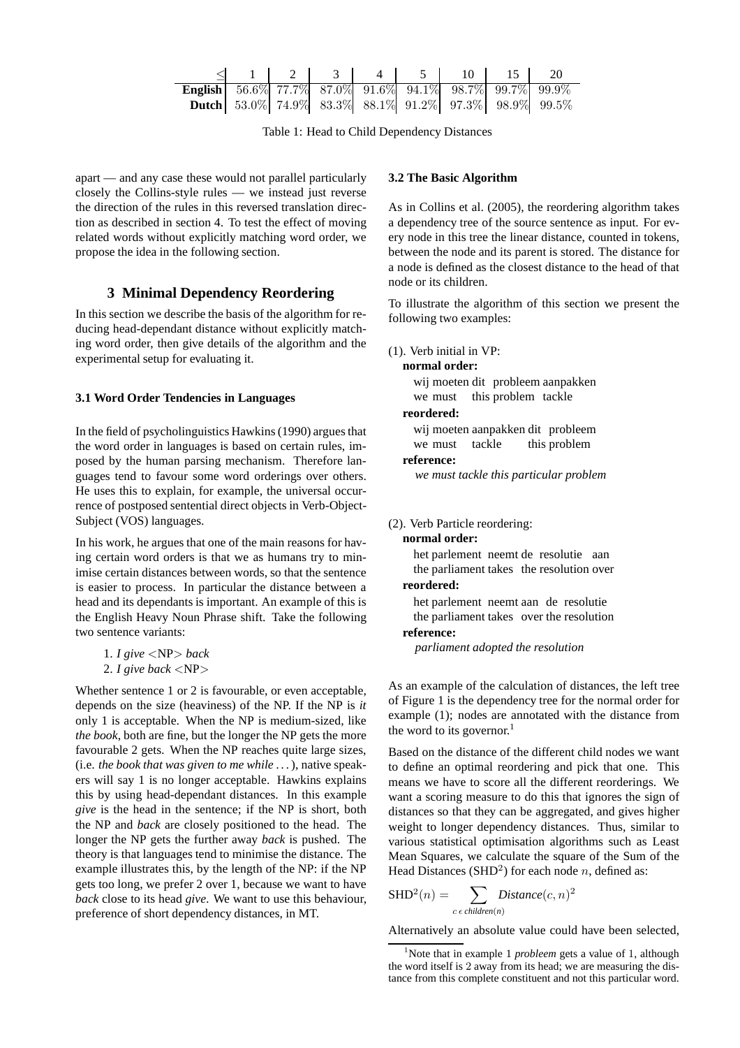| ≤ | 1 | 2 | 3 | 4 | 5 | 10 | 15 | 20 |
|---|---|---|---|---|---|---|---|---|
| **English** | 56.6% | 77.7% | 87.0% | 91.6% | 94.1% | 98.7% | 99.7% | 99.9% |
| **Dutch** | 53.0% | 74.9% | 83.3% | 88.1% | 91.2% | 97.3% | 98.9% | 99.5% |

Table 1: Head to Child Dependency Distances

apart — and any case these would not parallel particularly closely the Collins-style rules — we instead just reverse the direction of the rules in this reversed translation direction as described in section 4. To test the effect of moving related words without explicitly matching word order, we propose the idea in the following section.

## 3 Minimal Dependency Reordering

In this section we describe the basis of the algorithm for reducing head-dependant distance without explicitly matching word order, then give details of the algorithm and the experimental setup for evaluating it.

### 3.1 Word Order Tendencies in Languages

In the field of psycholinguistics Hawkins (1990) argues that the word order in languages is based on certain rules, imposed by the human parsing mechanism. Therefore languages tend to favour some word orderings over others. He uses this to explain, for example, the universal occurrence of postposed sentential direct objects in Verb-Object-Subject (VOS) languages.

In his work, he argues that one of the main reasons for having certain word orders is that we as humans try to minimise certain distances between words, so that the sentence is easier to process. In particular the distance between a head and its dependants is important. An example of this is the English Heavy Noun Phrase shift. Take the following two sentence variants:

1. *I give* <NP> *back*
2. *I give back* <NP>

Whether sentence 1 or 2 is favourable, or even acceptable, depends on the size (heaviness) of the NP. If the NP is *it* only 1 is acceptable. When the NP is medium-sized, like *the book*, both are fine, but the longer the NP gets the more favourable 2 gets. When the NP reaches quite large sizes, (i.e. *the book that was given to me while* ...), native speakers will say 1 is no longer acceptable. Hawkins explains this by using head-dependant distances. In this example *give* is the head in the sentence; if the NP is short, both the NP and *back* are closely positioned to the head. The longer the NP gets the further away *back* is pushed. The theory is that languages tend to minimise the distance. The example illustrates this, by the length of the NP: if the NP gets too long, we prefer 2 over 1, because we want to have *back* close to its head *give*. We want to use this behaviour, preference of short dependency distances, in MT.

### 3.2 The Basic Algorithm

As in Collins et al. (2005), the reordering algorithm takes a dependency tree of the source sentence as input. For every node in this tree the linear distance, counted in tokens, between the node and its parent is stored. The distance for a node is defined as the closest distance to the head of that node or its children.

To illustrate the algorithm of this section we present the following two examples:

(1). Verb initial in VP:

**normal order:**
wij moeten dit probleem aanpakken
we must this problem tackle

**reordered:**
wij moeten aanpakken dit probleem
we must tackle this problem

**reference:**
*we must tackle this particular problem*

(2). Verb Particle reordering:

**normal order:**
het parlement neemt de resolutie aan
the parliament takes the resolution over

**reordered:**
het parlement neemt aan de resolutie
the parliament takes over the resolution

**reference:**
*parliament adopted the resolution*

As an example of the calculation of distances, the left tree of Figure 1 is the dependency tree for the normal order for example (1); nodes are annotated with the distance from the word to its governor.[1]

Based on the distance of the different child nodes we want to define an optimal reordering and pick that one. This means we have to score all the different reorderings. We want a scoring measure to do this that ignores the sign of distances so that they can be aggregated, and gives higher weight to longer dependency distances. Thus, similar to various statistical optimisation algorithms such as Least Mean Squares, we calculate the square of the Sum of the Head Distances (SHD$^2$) for each node $n$, defined as:

$$\text{SHD}^2(n) = \sum_{c \,\epsilon\, children(n)} Distance(c, n)^2$$

Alternatively an absolute value could have been selected,

[1] Note that in example 1 *probleem* gets a value of 1, although the word itself is 2 away from its head; we are measuring the distance from this complete constituent and not this particular word.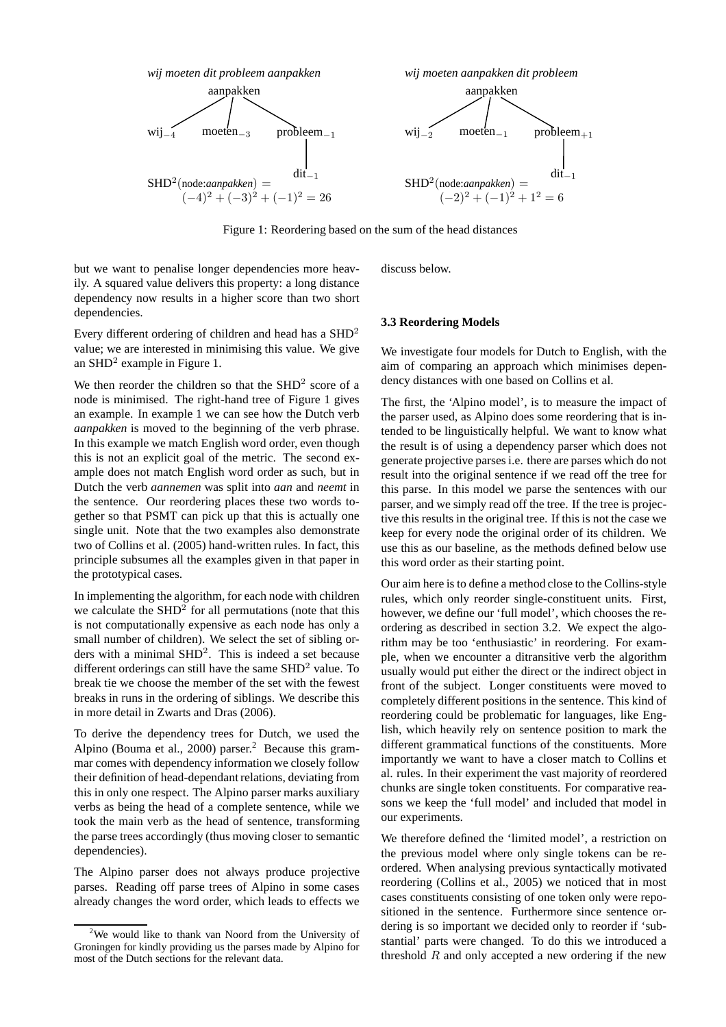*wij moeten dit probleem aanpakken*

aanpakken

wij$_{-4}$ moeten$_{-3}$ probleem$_{-1}$

dit$_{-1}$

$\text{SHD}^2(\text{node:}\textit{aanpakken}) = (-4)^2 + (-3)^2 + (-1)^2 = 26$

*wij moeten aanpakken dit probleem*

aanpakken

wij$_{-2}$ moeten$_{-1}$ probleem$_{+1}$

dit$_{-1}$

$\text{SHD}^2(\text{node:}\textit{aanpakken}) = (-2)^2 + (-1)^2 + 1^2 = 6$

Figure 1: Reordering based on the sum of the head distances

but we want to penalise longer dependencies more heavily. A squared value delivers this property: a long distance dependency now results in a higher score than two short dependencies.

Every different ordering of children and head has a $\text{SHD}^2$ value; we are interested in minimising this value. We give an $\text{SHD}^2$ example in Figure 1.

We then reorder the children so that the $\text{SHD}^2$ score of a node is minimised. The right-hand tree of Figure 1 gives an example. In example 1 we can see how the Dutch verb *aanpakken* is moved to the beginning of the verb phrase. In this example we match English word order, even though this is not an explicit goal of the metric. The second example does not match English word order as such, but in Dutch the verb *aannemen* was split into *aan* and *neemt* in the sentence. Our reordering places these two words together so that PSMT can pick up that this is actually one single unit. Note that the two examples also demonstrate two of Collins et al. (2005) hand-written rules. In fact, this principle subsumes all the examples given in that paper in the prototypical cases.

In implementing the algorithm, for each node with children we calculate the $\text{SHD}^2$ for all permutations (note that this is not computationally expensive as each node has only a small number of children). We select the set of sibling orders with a minimal $\text{SHD}^2$. This is indeed a set because different orderings can still have the same $\text{SHD}^2$ value. To break tie we choose the member of the set with the fewest breaks in runs in the ordering of siblings. We describe this in more detail in Zwarts and Dras (2006).

To derive the dependency trees for Dutch, we used the Alpino (Bouma et al., 2000) parser.[2] Because this grammar comes with dependency information we closely follow their definition of head-dependant relations, deviating from this in only one respect. The Alpino parser marks auxiliary verbs as being the head of a complete sentence, while we took the main verb as the head of sentence, transforming the parse trees accordingly (thus moving closer to semantic dependencies).

The Alpino parser does not always produce projective parses. Reading off parse trees of Alpino in some cases already changes the word order, which leads to effects we discuss below.

### 3.3 Reordering Models

We investigate four models for Dutch to English, with the aim of comparing an approach which minimises dependency distances with one based on Collins et al.

The first, the 'Alpino model', is to measure the impact of the parser used, as Alpino does some reordering that is intended to be linguistically helpful. We want to know what the result is of using a dependency parser which does not generate projective parses i.e. there are parses which do not result into the original sentence if we read off the tree for this parse. In this model we parse the sentences with our parser, and we simply read off the tree. If the tree is projective this results in the original tree. If this is not the case we keep for every node the original order of its children. We use this as our baseline, as the methods defined below use this word order as their starting point.

Our aim here is to define a method close to the Collins-style rules, which only reorder single-constituent units. First, however, we define our 'full model', which chooses the reordering as described in section 3.2. We expect the algorithm may be too 'enthusiastic' in reordering. For example, when we encounter a ditransitive verb the algorithm usually would put either the direct or the indirect object in front of the subject. Longer constituents were moved to completely different positions in the sentence. This kind of reordering could be problematic for languages, like English, which heavily rely on sentence position to mark the different grammatical functions of the constituents. More importantly we want to have a closer match to Collins et al. rules. In their experiment the vast majority of reordered chunks are single token constituents. For comparative reasons we keep the 'full model' and included that model in our experiments.

We therefore defined the 'limited model', a restriction on the previous model where only single tokens can be reordered. When analysing previous syntactically motivated reordering (Collins et al., 2005) we noticed that in most cases constituents consisting of one token only were repositioned in the sentence. Furthermore since sentence ordering is so important we decided only to reorder if 'substantial' parts were changed. To do this we introduced a threshold $R$ and only accepted a new ordering if the new

[2] We would like to thank van Noord from the University of Groningen for kindly providing us the parses made by Alpino for most of the Dutch sections for the relevant data.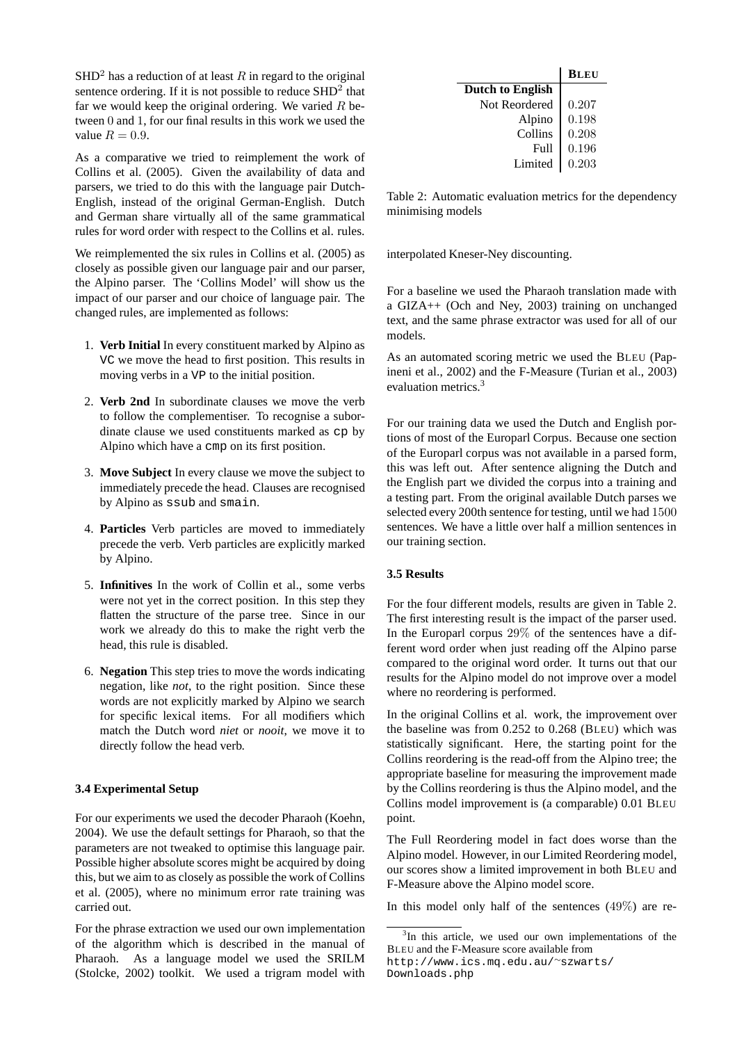SHD$^2$ has a reduction of at least $R$ in regard to the original sentence ordering. If it is not possible to reduce SHD$^2$ that far we would keep the original ordering. We varied $R$ between $0$ and $1$, for our final results in this work we used the value $R = 0.9$.

As a comparative we tried to reimplement the work of Collins et al. (2005). Given the availability of data and parsers, we tried to do this with the language pair Dutch-English, instead of the original German-English. Dutch and German share virtually all of the same grammatical rules for word order with respect to the Collins et al. rules.

We reimplemented the six rules in Collins et al. (2005) as closely as possible given our language pair and our parser, the Alpino parser. The 'Collins Model' will show us the impact of our parser and our choice of language pair. The changed rules, are implemented as follows:

1. **Verb Initial** In every constituent marked by Alpino as `VC` we move the head to first position. This results in moving verbs in a `VP` to the initial position.

2. **Verb 2nd** In subordinate clauses we move the verb to follow the complementiser. To recognise a subordinate clause we used constituents marked as `cp` by Alpino which have a `cmp` on its first position.

3. **Move Subject** In every clause we move the subject to immediately precede the head. Clauses are recognised by Alpino as `ssub` and `smain`.

4. **Particles** Verb particles are moved to immediately precede the verb. Verb particles are explicitly marked by Alpino.

5. **Infinitives** In the work of Collin et al., some verbs were not yet in the correct position. In this step they flatten the structure of the parse tree. Since in our work we already do this to make the right verb the head, this rule is disabled.

6. **Negation** This step tries to move the words indicating negation, like *not*, to the right position. Since these words are not explicitly marked by Alpino we search for specific lexical items. For all modifiers which match the Dutch word *niet* or *nooit*, we move it to directly follow the head verb.

### 3.4 Experimental Setup

For our experiments we used the decoder Pharaoh (Koehn, 2004). We use the default settings for Pharaoh, so that the parameters are not tweaked to optimise this language pair. Possible higher absolute scores might be acquired by doing this, but we aim to as closely as possible the work of Collins et al. (2005), where no minimum error rate training was carried out.

For the phrase extraction we used our own implementation of the algorithm which is described in the manual of Pharaoh. As a language model we used the SRILM (Stolcke, 2002) toolkit. We used a trigram model with interpolated Kneser-Ney discounting.

| | BLEU |
|---|---|
| **Dutch to English** | |
| Not Reordered | 0.207 |
| Alpino | 0.198 |
| Collins | 0.208 |
| Full | 0.196 |
| Limited | 0.203 |

Table 2: Automatic evaluation metrics for the dependency minimising models

For a baseline we used the Pharaoh translation made with a GIZA++ (Och and Ney, 2003) training on unchanged text, and the same phrase extractor was used for all of our models.

As an automated scoring metric we used the BLEU (Papineni et al., 2002) and the F-Measure (Turian et al., 2003) evaluation metrics.[3]

For our training data we used the Dutch and English portions of most of the Europarl Corpus. Because one section of the Europarl corpus was not available in a parsed form, this was left out. After sentence aligning the Dutch and the English part we divided the corpus into a training and a testing part. From the original available Dutch parses we selected every 200th sentence for testing, until we had $1500$ sentences. We have a little over half a million sentences in our training section.

### 3.5 Results

For the four different models, results are given in Table 2. The first interesting result is the impact of the parser used. In the Europarl corpus $29\%$ of the sentences have a different word order when just reading off the Alpino parse compared to the original word order. It turns out that our results for the Alpino model do not improve over a model where no reordering is performed.

In the original Collins et al. work, the improvement over the baseline was from 0.252 to 0.268 (BLEU) which was statistically significant. Here, the starting point for the Collins reordering is the read-off from the Alpino tree; the appropriate baseline for measuring the improvement made by the Collins reordering is thus the Alpino model, and the Collins model improvement is (a comparable) 0.01 BLEU point.

The Full Reordering model in fact does worse than the Alpino model. However, in our Limited Reordering model, our scores show a limited improvement in both BLEU and F-Measure above the Alpino model score.

In this model only half of the sentences ($49\%$) are re-

[3] In this article, we used our own implementations of the BLEU and the F-Measure score available from http://www.ics.mq.edu.au/~szwarts/Downloads.php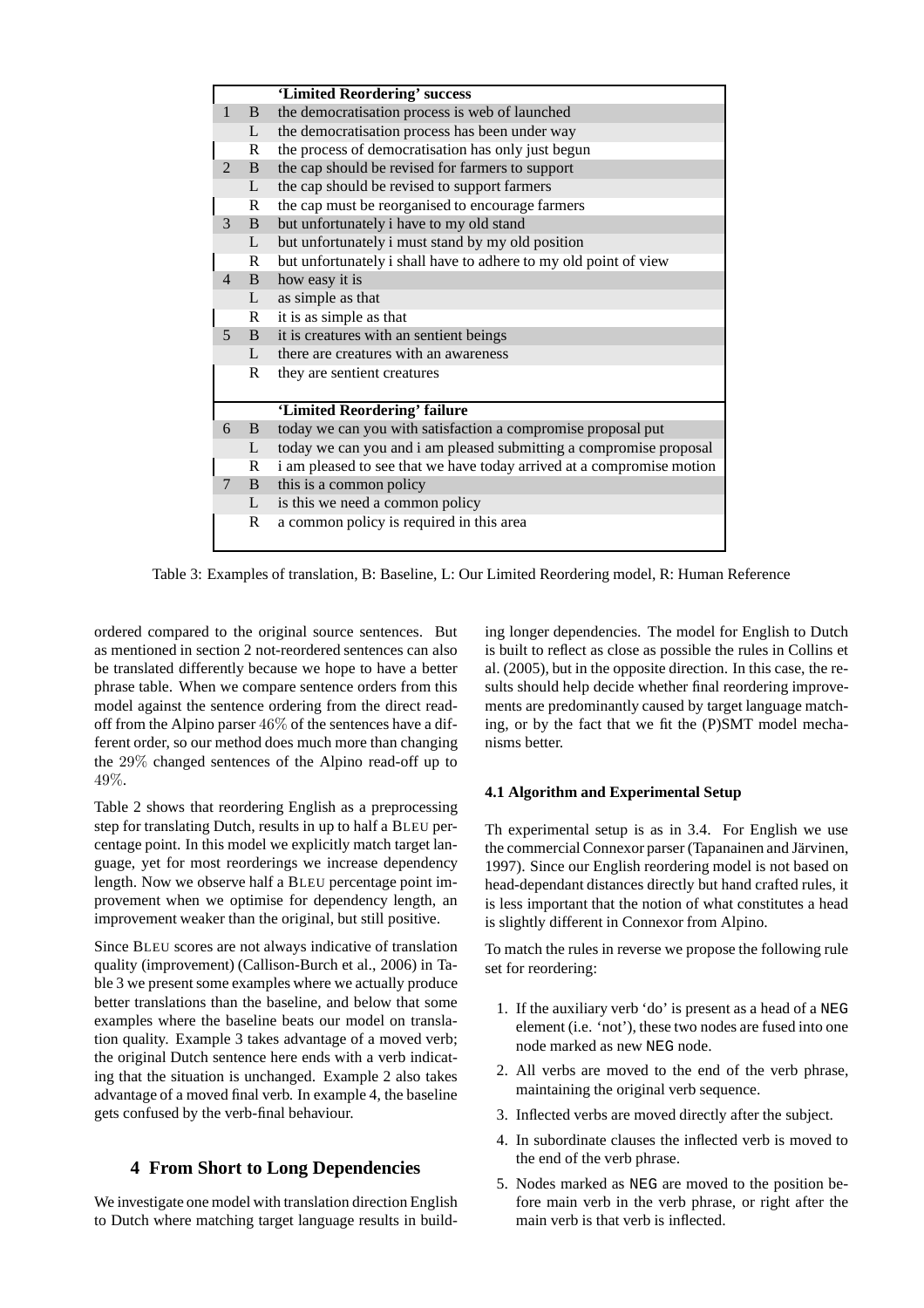| | | 'Limited Reordering' success |
|---|---|---|
| 1 | B | the democratisation process is web of launched |
| | L | the democratisation process has been under way |
| | R | the process of democratisation has only just begun |
| 2 | B | the cap should be revised for farmers to support |
| | L | the cap should be revised to support farmers |
| | R | the cap must be reorganised to encourage farmers |
| 3 | B | but unfortunately i have to my old stand |
| | L | but unfortunately i must stand by my old position |
| | R | but unfortunately i shall have to adhere to my old point of view |
| 4 | B | how easy it is |
| | L | as simple as that |
| | R | it is as simple as that |
| 5 | B | it is creatures with an sentient beings |
| | L | there are creatures with an awareness |
| | R | they are sentient creatures |
| | | **'Limited Reordering' failure** |
| 6 | B | today we can you with satisfaction a compromise proposal put |
| | L | today we can you and i am pleased submitting a compromise proposal |
| | R | i am pleased to see that we have today arrived at a compromise motion |
| 7 | B | this is a common policy |
| | L | is this we need a common policy |
| | R | a common policy is required in this area |

Table 3: Examples of translation, B: Baseline, L: Our Limited Reordering model, R: Human Reference

ordered compared to the original source sentences. But as mentioned in section 2 not-reordered sentences can also be translated differently because we hope to have a better phrase table. When we compare sentence orders from this model against the sentence ordering from the direct read-off from the Alpino parser $46\%$ of the sentences have a different order, so our method does much more than changing the $29\%$ changed sentences of the Alpino read-off up to $49\%$.

Table 2 shows that reordering English as a preprocessing step for translating Dutch, results in up to half a BLEU percentage point. In this model we explicitly match target language, yet for most reorderings we increase dependency length. Now we observe half a BLEU percentage point improvement when we optimise for dependency length, an improvement weaker than the original, but still positive.

Since BLEU scores are not always indicative of translation quality (improvement) (Callison-Burch et al., 2006) in Table 3 we present some examples where we actually produce better translations than the baseline, and below that some examples where the baseline beats our model on translation quality. Example 3 takes advantage of a moved verb; the original Dutch sentence here ends with a verb indicating that the situation is unchanged. Example 2 also takes advantage of a moved final verb. In example 4, the baseline gets confused by the verb-final behaviour.

## 4 From Short to Long Dependencies

We investigate one model with translation direction English to Dutch where matching target language results in building longer dependencies. The model for English to Dutch is built to reflect as close as possible the rules in Collins et al. (2005), but in the opposite direction. In this case, the results should help decide whether final reordering improvements are predominantly caused by target language matching, or by the fact that we fit the (P)SMT model mechanisms better.

### 4.1 Algorithm and Experimental Setup

Th experimental setup is as in 3.4. For English we use the commercial Connexor parser (Tapanainen and Järvinen, 1997). Since our English reordering model is not based on head-dependant distances directly but hand crafted rules, it is less important that the notion of what constitutes a head is slightly different in Connexor from Alpino.

To match the rules in reverse we propose the following rule set for reordering:

1. If the auxiliary verb 'do' is present as a head of a NEG element (i.e. 'not'), these two nodes are fused into one node marked as new NEG node.
2. All verbs are moved to the end of the verb phrase, maintaining the original verb sequence.
3. Inflected verbs are moved directly after the subject.
4. In subordinate clauses the inflected verb is moved to the end of the verb phrase.
5. Nodes marked as NEG are moved to the position before main verb in the verb phrase, or right after the main verb is that verb is inflected.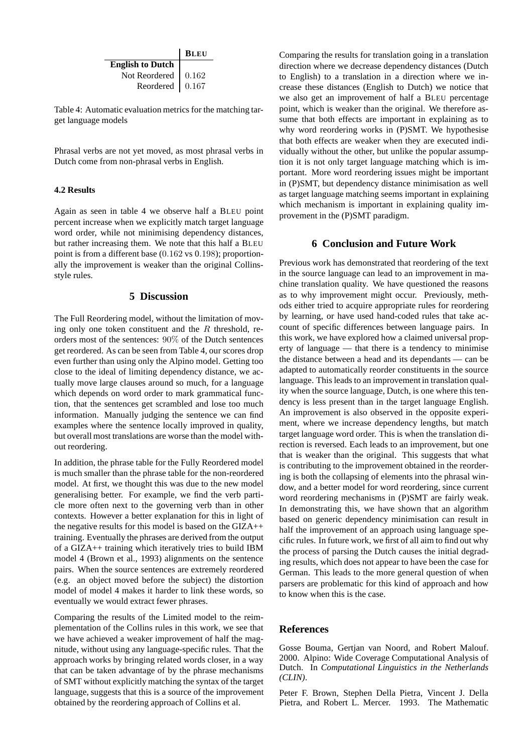| | BLEU |
|---|---|
| **English to Dutch** | |
| Not Reordered | 0.162 |
| Reordered | 0.167 |

Table 4: Automatic evaluation metrics for the matching target language models

Phrasal verbs are not yet moved, as most phrasal verbs in Dutch come from non-phrasal verbs in English.

### 4.2 Results

Again as seen in table 4 we observe half a BLEU point percent increase when we explicitly match target language word order, while not minimising dependency distances, but rather increasing them. We note that this half a BLEU point is from a different base (0.162 vs 0.198); proportionally the improvement is weaker than the original Collins-style rules.

## 5 Discussion

The Full Reordering model, without the limitation of moving only one token constituent and the $R$ threshold, reorders most of the sentences: 90% of the Dutch sentences get reordered. As can be seen from Table 4, our scores drop even further than using only the Alpino model. Getting too close to the ideal of limiting dependency distance, we actually move large clauses around so much, for a language which depends on word order to mark grammatical function, that the sentences get scrambled and lose too much information. Manually judging the sentence we can find examples where the sentence locally improved in quality, but overall most translations are worse than the model without reordering.

In addition, the phrase table for the Fully Reordered model is much smaller than the phrase table for the non-reordered model. At first, we thought this was due to the new model generalising better. For example, we find the verb particle more often next to the governing verb than in other contexts. However a better explanation for this in light of the negative results for this model is based on the GIZA++ training. Eventually the phrases are derived from the output of a GIZA++ training which iteratively tries to build IBM model 4 (Brown et al., 1993) alignments on the sentence pairs. When the source sentences are extremely reordered (e.g. an object moved before the subject) the distortion model of model 4 makes it harder to link these words, so eventually we would extract fewer phrases.

Comparing the results of the Limited model to the reimplementation of the Collins rules in this work, we see that we have achieved a weaker improvement of half the magnitude, without using any language-specific rules. That the approach works by bringing related words closer, in a way that can be taken advantage of by the phrase mechanisms of SMT without explicitly matching the syntax of the target language, suggests that this is a source of the improvement obtained by the reordering approach of Collins et al.

Comparing the results for translation going in a translation direction where we decrease dependency distances (Dutch to English) to a translation in a direction where we increase these distances (English to Dutch) we notice that we also get an improvement of half a BLEU percentage point, which is weaker than the original. We therefore assume that both effects are important in explaining as to why word reordering works in (P)SMT. We hypothesise that both effects are weaker when they are executed individually without the other, but unlike the popular assumption it is not only target language matching which is important. More word reordering issues might be important in (P)SMT, but dependency distance minimisation as well as target language matching seems important in explaining which mechanism is important in explaining quality improvement in the (P)SMT paradigm.

## 6 Conclusion and Future Work

Previous work has demonstrated that reordering of the text in the source language can lead to an improvement in machine translation quality. We have questioned the reasons as to why improvement might occur. Previously, methods either tried to acquire appropriate rules for reordering by learning, or have used hand-coded rules that take account of specific differences between language pairs. In this work, we have explored how a claimed universal property of language — that there is a tendency to minimise the distance between a head and its dependants — can be adapted to automatically reorder constituents in the source language. This leads to an improvement in translation quality when the source language, Dutch, is one where this tendency is less present than in the target language English. An improvement is also observed in the opposite experiment, where we increase dependency lengths, but match target language word order. This is when the translation direction is reversed. Each leads to an improvement, but one that is weaker than the original. This suggests that what is contributing to the improvement obtained in the reordering is both the collapsing of elements into the phrasal window, and a better model for word reordering, since current word reordering mechanisms in (P)SMT are fairly weak. In demonstrating this, we have shown that an algorithm based on generic dependency minimisation can result in half the improvement of an approach using language specific rules. In future work, we first of all aim to find out why the process of parsing the Dutch causes the initial degrading results, which does not appear to have been the case for German. This leads to the more general question of when parsers are problematic for this kind of approach and how to know when this is the case.

## References

Gosse Bouma, Gertjan van Noord, and Robert Malouf. 2000. Alpino: Wide Coverage Computational Analysis of Dutch. In *Computational Linguistics in the Netherlands (CLIN)*.

Peter F. Brown, Stephen Della Pietra, Vincent J. Della Pietra, and Robert L. Mercer. 1993. The Mathematic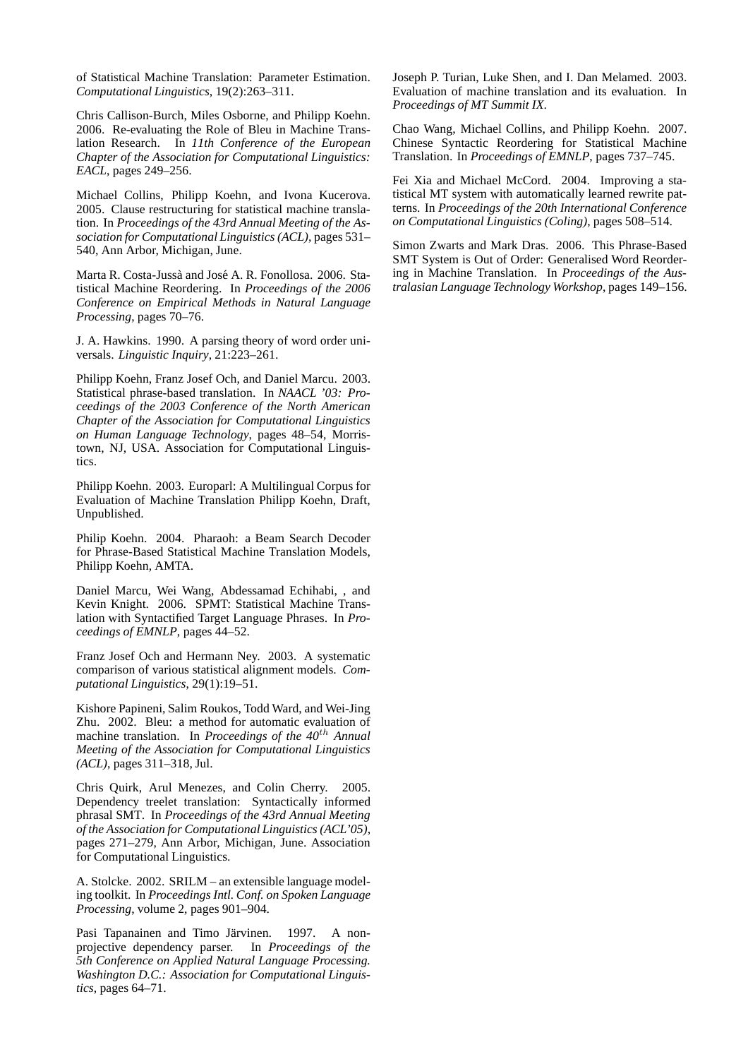of Statistical Machine Translation: Parameter Estimation. *Computational Linguistics*, 19(2):263–311.

Chris Callison-Burch, Miles Osborne, and Philipp Koehn. 2006. Re-evaluating the Role of Bleu in Machine Translation Research. In *11th Conference of the European Chapter of the Association for Computational Linguistics: EACL*, pages 249–256.

Michael Collins, Philipp Koehn, and Ivona Kucerova. 2005. Clause restructuring for statistical machine translation. In *Proceedings of the 43rd Annual Meeting of the Association for Computational Linguistics (ACL)*, pages 531–540, Ann Arbor, Michigan, June.

Marta R. Costa-Jussà and José A. R. Fonollosa. 2006. Statistical Machine Reordering. In *Proceedings of the 2006 Conference on Empirical Methods in Natural Language Processing*, pages 70–76.

J. A. Hawkins. 1990. A parsing theory of word order universals. *Linguistic Inquiry*, 21:223–261.

Philipp Koehn, Franz Josef Och, and Daniel Marcu. 2003. Statistical phrase-based translation. In *NAACL '03: Proceedings of the 2003 Conference of the North American Chapter of the Association for Computational Linguistics on Human Language Technology*, pages 48–54, Morristown, NJ, USA. Association for Computational Linguistics.

Philipp Koehn. 2003. Europarl: A Multilingual Corpus for Evaluation of Machine Translation Philipp Koehn, Draft, Unpublished.

Philip Koehn. 2004. Pharaoh: a Beam Search Decoder for Phrase-Based Statistical Machine Translation Models, Philipp Koehn, AMTA.

Daniel Marcu, Wei Wang, Abdessamad Echihabi, , and Kevin Knight. 2006. SPMT: Statistical Machine Translation with Syntactified Target Language Phrases. In *Proceedings of EMNLP*, pages 44–52.

Franz Josef Och and Hermann Ney. 2003. A systematic comparison of various statistical alignment models. *Computational Linguistics*, 29(1):19–51.

Kishore Papineni, Salim Roukos, Todd Ward, and Wei-Jing Zhu. 2002. Bleu: a method for automatic evaluation of machine translation. In *Proceedings of the 40$^{th}$ Annual Meeting of the Association for Computational Linguistics (ACL)*, pages 311–318, Jul.

Chris Quirk, Arul Menezes, and Colin Cherry. 2005. Dependency treelet translation: Syntactically informed phrasal SMT. In *Proceedings of the 43rd Annual Meeting of the Association for Computational Linguistics (ACL'05)*, pages 271–279, Ann Arbor, Michigan, June. Association for Computational Linguistics.

A. Stolcke. 2002. SRILM – an extensible language modeling toolkit. In *Proceedings Intl. Conf. on Spoken Language Processing*, volume 2, pages 901–904.

Pasi Tapanainen and Timo Järvinen. 1997. A non-projective dependency parser. In *Proceedings of the 5th Conference on Applied Natural Language Processing. Washington D.C.: Association for Computational Linguistics*, pages 64–71.

Joseph P. Turian, Luke Shen, and I. Dan Melamed. 2003. Evaluation of machine translation and its evaluation. In *Proceedings of MT Summit IX*.

Chao Wang, Michael Collins, and Philipp Koehn. 2007. Chinese Syntactic Reordering for Statistical Machine Translation. In *Proceedings of EMNLP*, pages 737–745.

Fei Xia and Michael McCord. 2004. Improving a statistical MT system with automatically learned rewrite patterns. In *Proceedings of the 20th International Conference on Computational Linguistics (Coling)*, pages 508–514.

Simon Zwarts and Mark Dras. 2006. This Phrase-Based SMT System is Out of Order: Generalised Word Reordering in Machine Translation. In *Proceedings of the Australasian Language Technology Workshop*, pages 149–156.